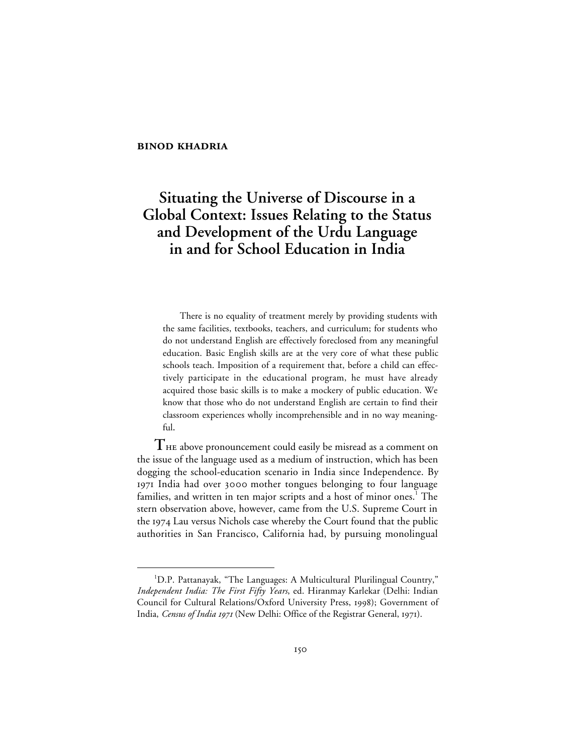**BINOD KHADRIA**

# Situating the Universe of Discourse in a Global Context: Issues Relating to the Status and Development of the Urdu Language in and for School Education in India

> There is no equality of treatment merely by providing students with the same facilities, textbooks, teachers, and curriculum; for students who do not understand English are effectively foreclosed from any meaningful education. Basic English skills are at the very core of what these public schools teach. Imposition of a requirement that, before a child can effectively participate in the educational program, he must have already acquired those basic skills is to make a mockery of public education. We know that those who do not understand English are certain to find their classroom experiences wholly incomprehensible and in no way meaningful.

THE above pronouncement could easily be misread as a comment on the issue of the language used as a medium of instruction, which has been dogging the school-education scenario in India since Independence. By 1971 India had over 3000 mother tongues belonging to four language families, and written in ten major scripts and a host of minor ones.[1] The stern observation above, however, came from the U.S. Supreme Court in the 1974 Lau versus Nichols case whereby the Court found that the public authorities in San Francisco, California had, by pursuing monolingual

---

[1]D.P. Pattanayak, "The Languages: A Multicultural Plurilingual Country," *Independent India: The First Fifty Years*, ed. Hiranmay Karlekar (Delhi: Indian Council for Cultural Relations/Oxford University Press, 1998); Government of India, *Census of India 1971* (New Delhi: Office of the Registrar General, 1971).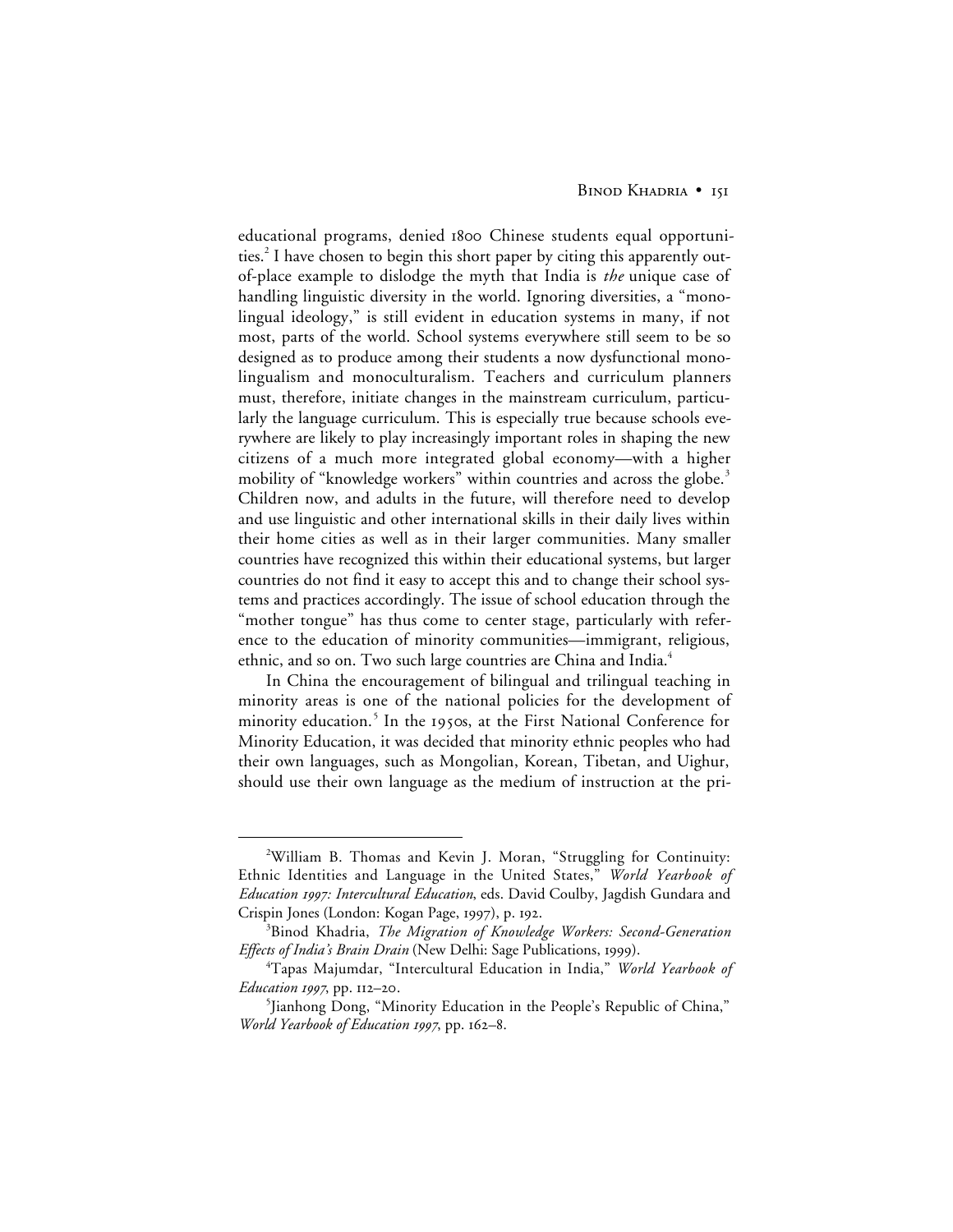educational programs, denied 1800 Chinese students equal opportunities.[2] I have chosen to begin this short paper by citing this apparently out-of-place example to dislodge the myth that India is *the* unique case of handling linguistic diversity in the world. Ignoring diversities, a "monolingual ideology," is still evident in education systems in many, if not most, parts of the world. School systems everywhere still seem to be so designed as to produce among their students a now dysfunctional monolingualism and monoculturalism. Teachers and curriculum planners must, therefore, initiate changes in the mainstream curriculum, particularly the language curriculum. This is especially true because schools everywhere are likely to play increasingly important roles in shaping the new citizens of a much more integrated global economy—with a higher mobility of "knowledge workers" within countries and across the globe.[3] Children now, and adults in the future, will therefore need to develop and use linguistic and other international skills in their daily lives within their home cities as well as in their larger communities. Many smaller countries have recognized this within their educational systems, but larger countries do not find it easy to accept this and to change their school systems and practices accordingly. The issue of school education through the "mother tongue" has thus come to center stage, particularly with reference to the education of minority communities—immigrant, religious, ethnic, and so on. Two such large countries are China and India.[4]

In China the encouragement of bilingual and trilingual teaching in minority areas is one of the national policies for the development of minority education.[5] In the 1950s, at the First National Conference for Minority Education, it was decided that minority ethnic peoples who had their own languages, such as Mongolian, Korean, Tibetan, and Uighur, should use their own language as the medium of instruction at the pri-

---

[2] William B. Thomas and Kevin J. Moran, "Struggling for Continuity: Ethnic Identities and Language in the United States," *World Yearbook of Education 1997: Intercultural Education*, eds. David Coulby, Jagdish Gundara and Crispin Jones (London: Kogan Page, 1997), p. 192.

[3] Binod Khadria, *The Migration of Knowledge Workers: Second-Generation Effects of India's Brain Drain* (New Delhi: Sage Publications, 1999).

[4] Tapas Majumdar, "Intercultural Education in India," *World Yearbook of Education 1997*, pp. 112–20.

[5] Jianhong Dong, "Minority Education in the People's Republic of China," *World Yearbook of Education 1997*, pp. 162–8.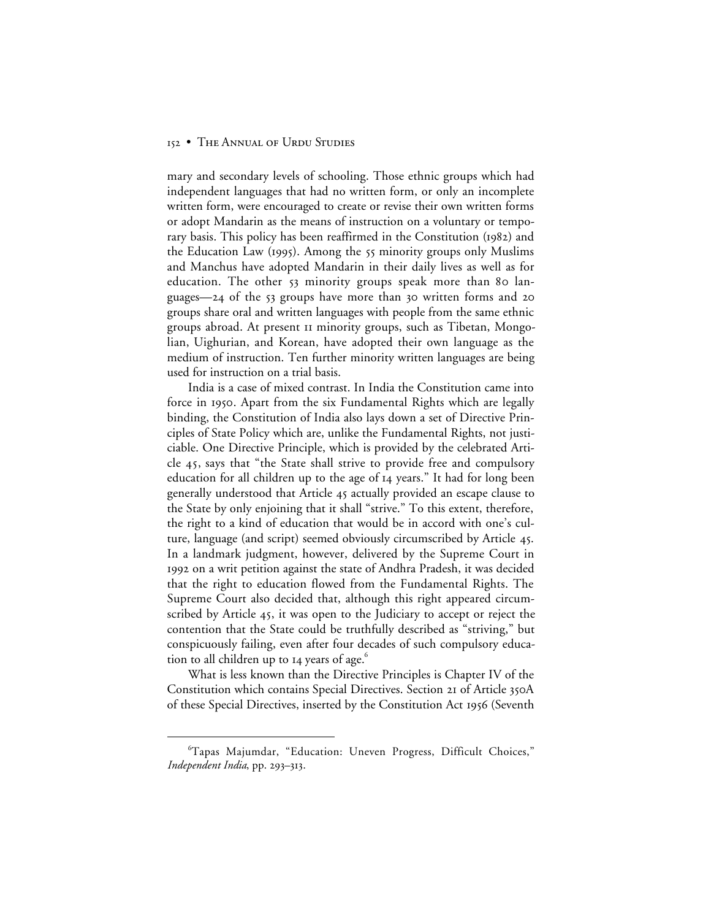mary and secondary levels of schooling. Those ethnic groups which had independent languages that had no written form, or only an incomplete written form, were encouraged to create or revise their own written forms or adopt Mandarin as the means of instruction on a voluntary or temporary basis. This policy has been reaffirmed in the Constitution (1982) and the Education Law (1995). Among the 55 minority groups only Muslims and Manchus have adopted Mandarin in their daily lives as well as for education. The other 53 minority groups speak more than 80 languages—24 of the 53 groups have more than 30 written forms and 20 groups share oral and written languages with people from the same ethnic groups abroad. At present 11 minority groups, such as Tibetan, Mongolian, Uighurian, and Korean, have adopted their own language as the medium of instruction. Ten further minority written languages are being used for instruction on a trial basis.

India is a case of mixed contrast. In India the Constitution came into force in 1950. Apart from the six Fundamental Rights which are legally binding, the Constitution of India also lays down a set of Directive Principles of State Policy which are, unlike the Fundamental Rights, not justiciable. One Directive Principle, which is provided by the celebrated Article 45, says that "the State shall strive to provide free and compulsory education for all children up to the age of 14 years." It had for long been generally understood that Article 45 actually provided an escape clause to the State by only enjoining that it shall "strive." To this extent, therefore, the right to a kind of education that would be in accord with one's culture, language (and script) seemed obviously circumscribed by Article 45. In a landmark judgment, however, delivered by the Supreme Court in 1992 on a writ petition against the state of Andhra Pradesh, it was decided that the right to education flowed from the Fundamental Rights. The Supreme Court also decided that, although this right appeared circumscribed by Article 45, it was open to the Judiciary to accept or reject the contention that the State could be truthfully described as "striving," but conspicuously failing, even after four decades of such compulsory education to all children up to 14 years of age.[6]

What is less known than the Directive Principles is Chapter IV of the Constitution which contains Special Directives. Section 21 of Article 350A of these Special Directives, inserted by the Constitution Act 1956 (Seventh

---

[6] Tapas Majumdar, "Education: Uneven Progress, Difficult Choices," *Independent India*, pp. 293–313.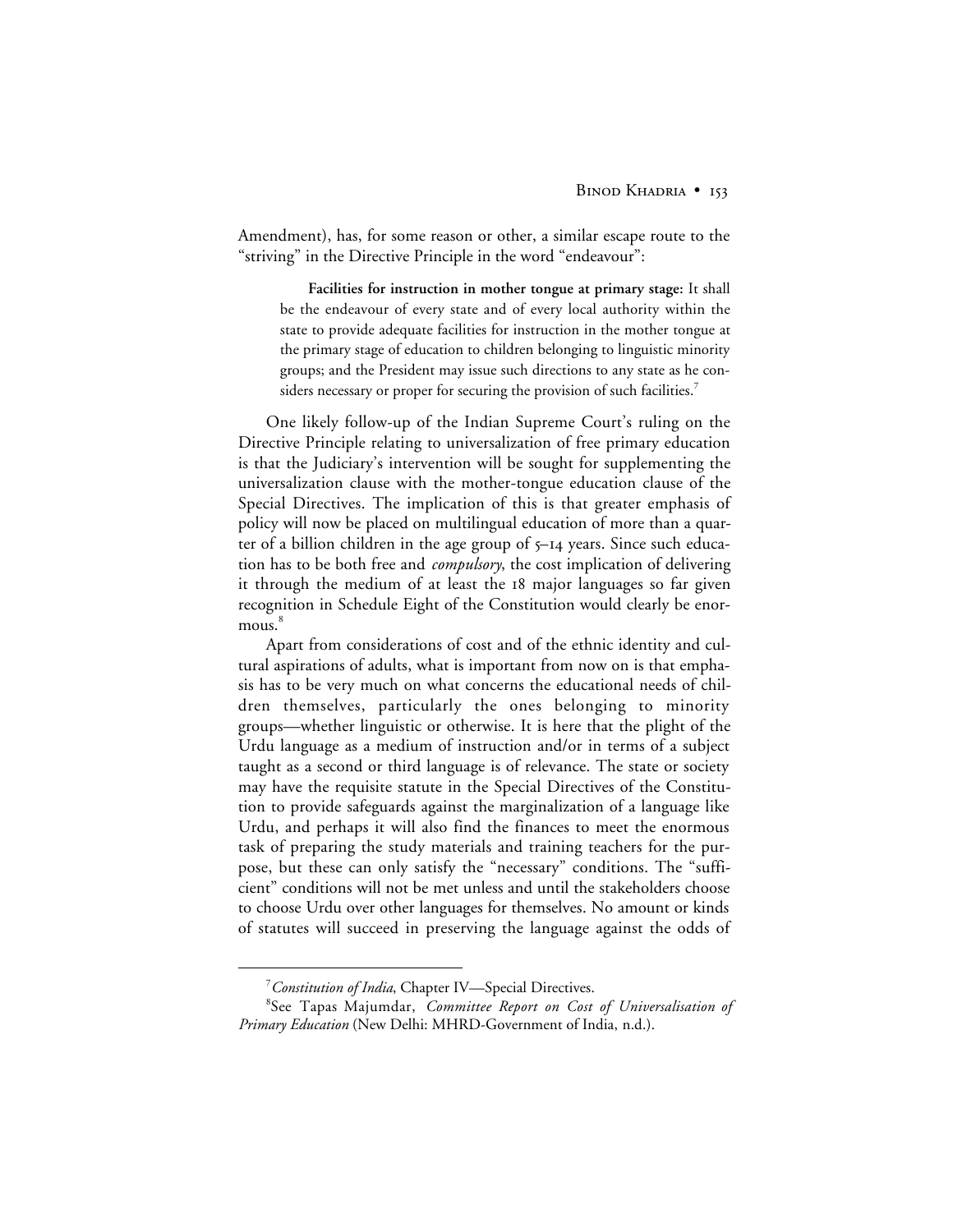Amendment), has, for some reason or other, a similar escape route to the "striving" in the Directive Principle in the word "endeavour":

> **Facilities for instruction in mother tongue at primary stage:** It shall be the endeavour of every state and of every local authority within the state to provide adequate facilities for instruction in the mother tongue at the primary stage of education to children belonging to linguistic minority groups; and the President may issue such directions to any state as he considers necessary or proper for securing the provision of such facilities.[7]

One likely follow-up of the Indian Supreme Court's ruling on the Directive Principle relating to universalization of free primary education is that the Judiciary's intervention will be sought for supplementing the universalization clause with the mother-tongue education clause of the Special Directives. The implication of this is that greater emphasis of policy will now be placed on multilingual education of more than a quarter of a billion children in the age group of 5–14 years. Since such education has to be both free and *compulsory*, the cost implication of delivering it through the medium of at least the 18 major languages so far given recognition in Schedule Eight of the Constitution would clearly be enormous.[8]

Apart from considerations of cost and of the ethnic identity and cultural aspirations of adults, what is important from now on is that emphasis has to be very much on what concerns the educational needs of children themselves, particularly the ones belonging to minority groups—whether linguistic or otherwise. It is here that the plight of the Urdu language as a medium of instruction and/or in terms of a subject taught as a second or third language is of relevance. The state or society may have the requisite statute in the Special Directives of the Constitution to provide safeguards against the marginalization of a language like Urdu, and perhaps it will also find the finances to meet the enormous task of preparing the study materials and training teachers for the purpose, but these can only satisfy the "necessary" conditions. The "sufficient" conditions will not be met unless and until the stakeholders choose to choose Urdu over other languages for themselves. No amount or kinds of statutes will succeed in preserving the language against the odds of

---

[7] *Constitution of India*, Chapter IV—Special Directives.

[8] See Tapas Majumdar, *Committee Report on Cost of Universalisation of Primary Education* (New Delhi: MHRD-Government of India, n.d.).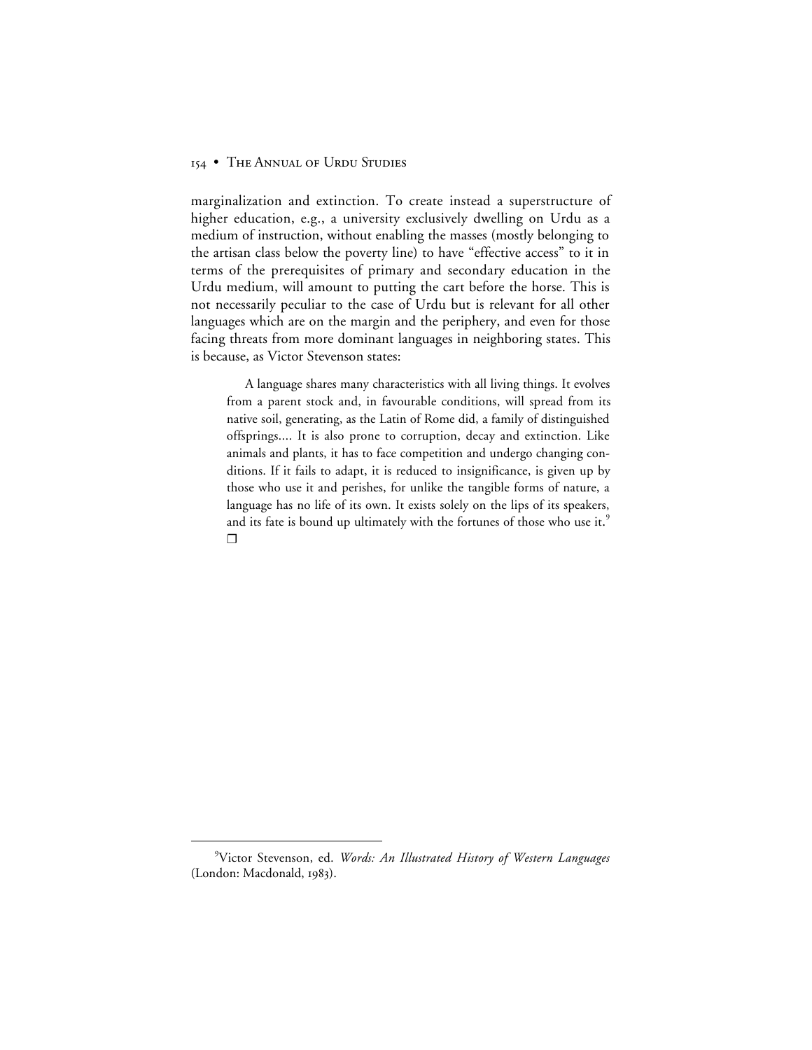marginalization and extinction. To create instead a superstructure of higher education, e.g., a university exclusively dwelling on Urdu as a medium of instruction, without enabling the masses (mostly belonging to the artisan class below the poverty line) to have "effective access" to it in terms of the prerequisites of primary and secondary education in the Urdu medium, will amount to putting the cart before the horse. This is not necessarily peculiar to the case of Urdu but is relevant for all other languages which are on the margin and the periphery, and even for those facing threats from more dominant languages in neighboring states. This is because, as Victor Stevenson states:

> A language shares many characteristics with all living things. It evolves from a parent stock and, in favourable conditions, will spread from its native soil, generating, as the Latin of Rome did, a family of distinguished offsprings.... It is also prone to corruption, decay and extinction. Like animals and plants, it has to face competition and undergo changing conditions. If it fails to adapt, it is reduced to insignificance, is given up by those who use it and perishes, for unlike the tangible forms of nature, a language has no life of its own. It exists solely on the lips of its speakers, and its fate is bound up ultimately with the fortunes of those who use it.[9] ❐

---

[9]Victor Stevenson, ed. *Words: An Illustrated History of Western Languages* (London: Macdonald, 1983).